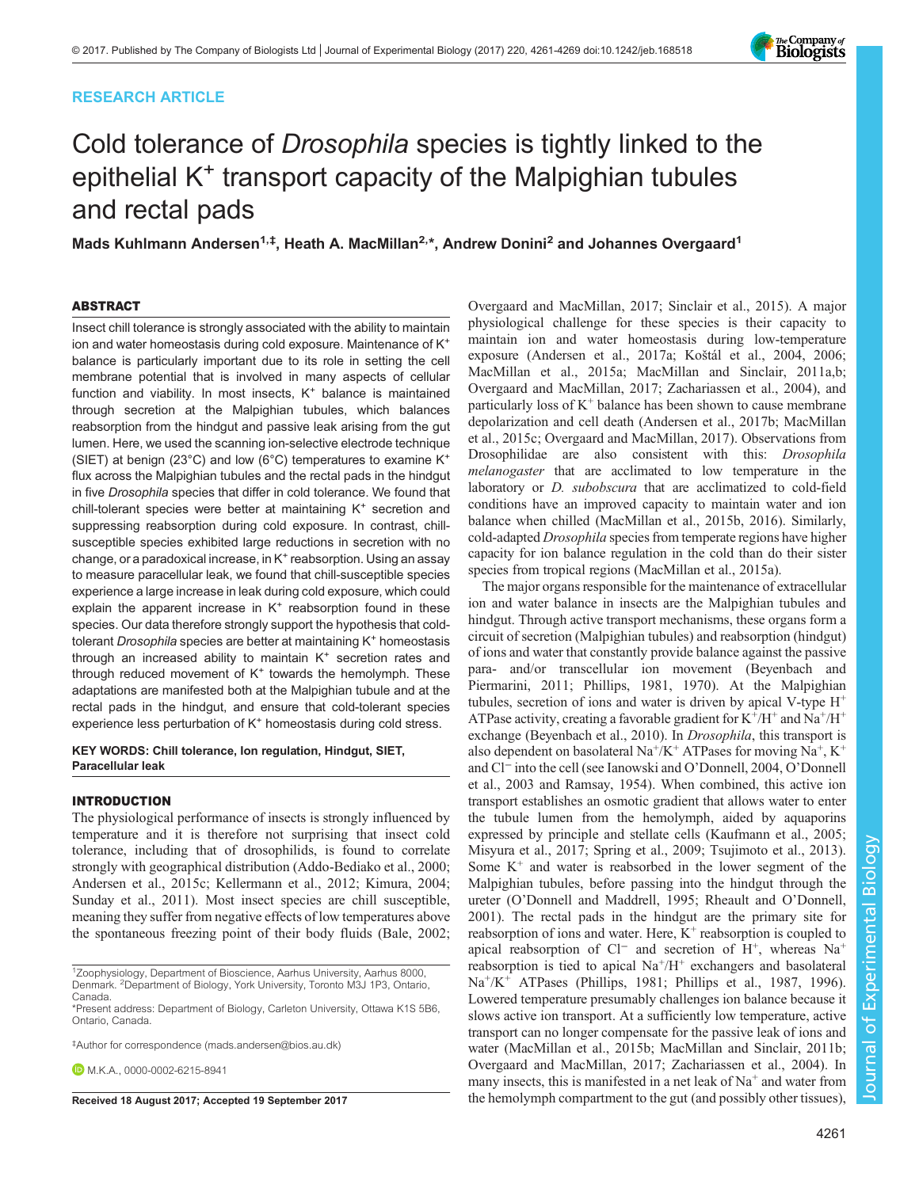RESEARCH ARTICLE

# Cold tolerance of *Drosophila* species is tightly linked to the epithelial $K^+$ transport capacity of the Malpighian tubules and rectal pads

**Mads Kuhlmann Andersen[1,‡], Heath A. MacMillan[2,*], Andrew Donini[2] and Johannes Overgaard[1]**

## ABSTRACT

Insect chill tolerance is strongly associated with the ability to maintain ion and water homeostasis during cold exposure. Maintenance of $K^+$ balance is particularly important due to its role in setting the cell membrane potential that is involved in many aspects of cellular function and viability. In most insects, $K^+$ balance is maintained through secretion at the Malpighian tubules, which balances reabsorption from the hindgut and passive leak arising from the gut lumen. Here, we used the scanning ion-selective electrode technique (SIET) at benign (23°C) and low (6°C) temperatures to examine $K^+$ flux across the Malpighian tubules and the rectal pads in the hindgut in five *Drosophila* species that differ in cold tolerance. We found that chill-tolerant species were better at maintaining $K^+$ secretion and suppressing reabsorption during cold exposure. In contrast, chill-susceptible species exhibited large reductions in secretion with no change, or a paradoxical increase, in $K^+$ reabsorption. Using an assay to measure paracellular leak, we found that chill-susceptible species experience a large increase in leak during cold exposure, which could explain the apparent increase in $K^+$ reabsorption found in these species. Our data therefore strongly support the hypothesis that cold-tolerant *Drosophila* species are better at maintaining $K^+$ homeostasis through an increased ability to maintain $K^+$ secretion rates and through reduced movement of $K^+$ towards the hemolymph. These adaptations are manifested both at the Malpighian tubule and at the rectal pads in the hindgut, and ensure that cold-tolerant species experience less perturbation of $K^+$ homeostasis during cold stress.

**KEY WORDS: Chill tolerance, Ion regulation, Hindgut, SIET, Paracellular leak**

## INTRODUCTION

The physiological performance of insects is strongly influenced by temperature and it is therefore not surprising that insect cold tolerance, including that of drosophilids, is found to correlate strongly with geographical distribution (Addo-Bediako et al., 2000; Andersen et al., 2015c; Kellermann et al., 2012; Kimura, 2004; Sunday et al., 2011). Most insect species are chill susceptible, meaning they suffer from negative effects of low temperatures above the spontaneous freezing point of their body fluids (Bale, 2002; Overgaard and MacMillan, 2017; Sinclair et al., 2015). A major physiological challenge for these species is their capacity to maintain ion and water homeostasis during low-temperature exposure (Andersen et al., 2017a; Koštál et al., 2004, 2006; MacMillan et al., 2015a; MacMillan and Sinclair, 2011a,b; Overgaard and MacMillan, 2017; Zachariassen et al., 2004), and particularly loss of $K^+$ balance has been shown to cause membrane depolarization and cell death (Andersen et al., 2017b; MacMillan et al., 2015c; Overgaard and MacMillan, 2017). Observations from Drosophilidae are also consistent with this: *Drosophila melanogaster* that are acclimated to low temperature in the laboratory or *D. subobscura* that are acclimatized to cold-field conditions have an improved capacity to maintain water and ion balance when chilled (MacMillan et al., 2015b, 2016). Similarly, cold-adapted *Drosophila* species from temperate regions have higher capacity for ion balance regulation in the cold than do their sister species from tropical regions (MacMillan et al., 2015a).

The major organs responsible for the maintenance of extracellular ion and water balance in insects are the Malpighian tubules and hindgut. Through active transport mechanisms, these organs form a circuit of secretion (Malpighian tubules) and reabsorption (hindgut) of ions and water that constantly provide balance against the passive para- and/or transcellular ion movement (Beyenbach and Piermarini, 2011; Phillips, 1981, 1970). At the Malpighian tubules, secretion of ions and water is driven by apical V-type $H^+$ ATPase activity, creating a favorable gradient for $K^+/H^+$ and $Na^+/H^+$ exchange (Beyenbach et al., 2010). In *Drosophila*, this transport is also dependent on basolateral $Na^+/K^+$ ATPases for moving $Na^+$, $K^+$ and $Cl^-$ into the cell (see Ianowski and O'Donnell, 2004, O'Donnell et al., 2003 and Ramsay, 1954). When combined, this active ion transport establishes an osmotic gradient that allows water to enter the tubule lumen from the hemolymph, aided by aquaporins expressed by principle and stellate cells (Kaufmann et al., 2005; Misyura et al., 2017; Spring et al., 2009; Tsujimoto et al., 2013). Some $K^+$ and water is reabsorbed in the lower segment of the Malpighian tubules, before passing into the hindgut through the ureter (O'Donnell and Maddrell, 1995; Rheault and O'Donnell, 2001). The rectal pads in the hindgut are the primary site for reabsorption of ions and water. Here, $K^+$ reabsorption is coupled to apical reabsorption of $Cl^-$ and secretion of $H^+$, whereas $Na^+$ reabsorption is tied to apical $Na^+/H^+$ exchangers and basolateral $Na^+/K^+$ ATPases (Phillips, 1981; Phillips et al., 1987, 1996). Lowered temperature presumably challenges ion balance because it slows active ion transport. At a sufficiently low temperature, active transport can no longer compensate for the passive leak of ions and water (MacMillan et al., 2015b; MacMillan and Sinclair, 2011b; Overgaard and MacMillan, 2017; Zachariassen et al., 2004). In many insects, this is manifested in a net leak of $Na^+$ and water from the hemolymph compartment to the gut (and possibly other tissues),

[1]Zoophysiology, Department of Bioscience, Aarhus University, Aarhus 8000, Denmark. [2]Department of Biology, York University, Toronto M3J 1P3, Ontario, Canada.
*Present address: Department of Biology, Carleton University, Ottawa K1S 5B6, Ontario, Canada.

‡Author for correspondence (mads.andersen@bios.au.dk)

M.K.A., 0000-0002-6215-8941

Received 18 August 2017; Accepted 19 September 2017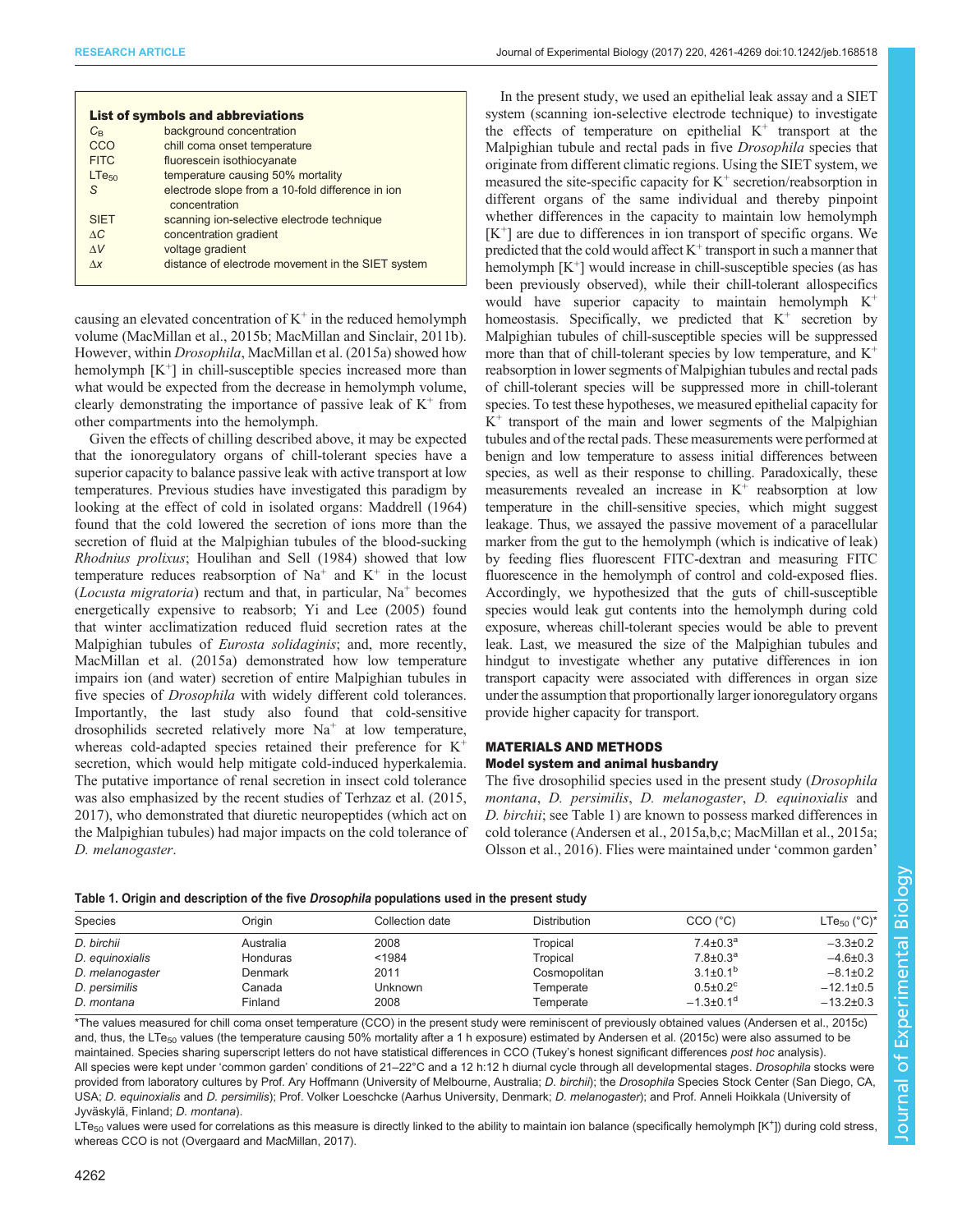**List of symbols and abbreviations**

| | |
|---|---|
| $C_B$ | background concentration |
| CCO | chill coma onset temperature |
| FITC | fluorescein isothiocyanate |
| $LTe_{50}$ | temperature causing 50% mortality |
| $S$ | electrode slope from a 10-fold difference in ion concentration |
| SIET | scanning ion-selective electrode technique |
| $\Delta C$ | concentration gradient |
| $\Delta V$ | voltage gradient |
| $\Delta x$ | distance of electrode movement in the SIET system |

causing an elevated concentration of $K^+$ in the reduced hemolymph volume (MacMillan et al., 2015b; MacMillan and Sinclair, 2011b). However, within *Drosophila*, MacMillan et al. (2015a) showed how hemolymph [$K^+$] in chill-susceptible species increased more than what would be expected from the decrease in hemolymph volume, clearly demonstrating the importance of passive leak of $K^+$ from other compartments into the hemolymph.

Given the effects of chilling described above, it may be expected that the ionoregulatory organs of chill-tolerant species have a superior capacity to balance passive leak with active transport at low temperatures. Previous studies have investigated this paradigm by looking at the effect of cold in isolated organs: Maddrell (1964) found that the cold lowered the secretion of ions more than the secretion of fluid at the Malpighian tubules of the blood-sucking *Rhodnius prolixus*; Houlihan and Sell (1984) showed that low temperature reduces reabsorption of $Na^+$ and $K^+$ in the locust (*Locusta migratoria*) rectum and that, in particular, $Na^+$ becomes energetically expensive to reabsorb; Yi and Lee (2005) found that winter acclimatization reduced fluid secretion rates at the Malpighian tubules of *Eurosta solidaginis*; and, more recently, MacMillan et al. (2015a) demonstrated how low temperature impairs ion (and water) secretion of entire Malpighian tubules in five species of *Drosophila* with widely different cold tolerances. Importantly, the last study also found that cold-sensitive drosophilids secreted relatively more $Na^+$ at low temperature, whereas cold-adapted species retained their preference for $K^+$ secretion, which would help mitigate cold-induced hyperkalemia. The putative importance of renal secretion in insect cold tolerance was also emphasized by the recent studies of Terhzaz et al. (2015, 2017), who demonstrated that diuretic neuropeptides (which act on the Malpighian tubules) had major impacts on the cold tolerance of *D. melanogaster*.

In the present study, we used an epithelial leak assay and a SIET system (scanning ion-selective electrode technique) to investigate the effects of temperature on epithelial $K^+$ transport at the Malpighian tubule and rectal pads in five *Drosophila* species that originate from different climatic regions. Using the SIET system, we measured the site-specific capacity for $K^+$ secretion/reabsorption in different organs of the same individual and thereby pinpoint whether differences in the capacity to maintain low hemolymph [$K^+$] are due to differences in ion transport of specific organs. We predicted that the cold would affect $K^+$ transport in such a manner that hemolymph [$K^+$] would increase in chill-susceptible species (as has been previously observed), while their chill-tolerant allospecifics would have superior capacity to maintain hemolymph $K^+$ homeostasis. Specifically, we predicted that $K^+$ secretion by Malpighian tubules of chill-susceptible species will be suppressed more than that of chill-tolerant species by low temperature, and $K^+$ reabsorption in lower segments of Malpighian tubules and rectal pads of chill-tolerant species will be suppressed more in chill-tolerant species. To test these hypotheses, we measured epithelial capacity for $K^+$ transport of the main and lower segments of the Malpighian tubules and of the rectal pads. These measurements were performed at benign and low temperature to assess initial differences between species, as well as their response to chilling. Paradoxically, these measurements revealed an increase in $K^+$ reabsorption at low temperature in the chill-sensitive species, which might suggest leakage. Thus, we assayed the passive movement of a paracellular marker from the gut to the hemolymph (which is indicative of leak) by feeding flies fluorescent FITC-dextran and measuring FITC fluorescence in the hemolymph of control and cold-exposed flies. Accordingly, we hypothesized that the guts of chill-susceptible species would leak gut contents into the hemolymph during cold exposure, whereas chill-tolerant species would be able to prevent leak. Last, we measured the size of the Malpighian tubules and hindgut to investigate whether any putative differences in ion transport capacity were associated with differences in organ size under the assumption that proportionally larger ionoregulatory organs provide higher capacity for transport.

## MATERIALS AND METHODS

### Model system and animal husbandry

The five drosophilid species used in the present study (*Drosophila montana*, *D. persimilis*, *D. melanogaster*, *D. equinoxialis* and *D. birchii*; see Table 1) are known to possess marked differences in cold tolerance (Andersen et al., 2015a,b,c; MacMillan et al., 2015a; Olsson et al., 2016). Flies were maintained under 'common garden'

**Table 1. Origin and description of the five *Drosophila* populations used in the present study**

| Species | Origin | Collection date | Distribution | CCO (°C) | $LTe_{50}$ (°C)* |
|---|---|---|---|---|---|
| *D. birchii* | Australia | 2008 | Tropical | 7.4±0.3$^a$ | −3.3±0.2 |
| *D. equinoxialis* | Honduras | <1984 | Tropical | 7.8±0.3$^a$ | −4.6±0.3 |
| *D. melanogaster* | Denmark | 2011 | Cosmopolitan | 3.1±0.1$^b$ | −8.1±0.2 |
| *D. persimilis* | Canada | Unknown | Temperate | 0.5±0.2$^c$ | −12.1±0.5 |
| *D. montana* | Finland | 2008 | Temperate | −1.3±0.1$^d$ | −13.2±0.3 |

*The values measured for chill coma onset temperature (CCO) in the present study were reminiscent of previously obtained values (Andersen et al., 2015c) and, thus, the $LTe_{50}$ values (the temperature causing 50% mortality after a 1 h exposure) estimated by Andersen et al. (2015c) were also assumed to be maintained. Species sharing superscript letters do not have statistical differences in CCO (Tukey's honest significant differences *post hoc* analysis).
All species were kept under 'common garden' conditions of 21–22°C and a 12 h:12 h diurnal cycle through all developmental stages. *Drosophila* stocks were provided from laboratory cultures by Prof. Ary Hoffmann (University of Melbourne, Australia; *D. birchii*); the *Drosophila* Species Stock Center (San Diego, CA, USA; *D. equinoxialis* and *D. persimilis*); Prof. Volker Loeschcke (Aarhus University, Denmark; *D. melanogaster*); and Prof. Anneli Hoikkala (University of Jyväskylä, Finland; *D. montana*).
$LTe_{50}$ values were used for correlations as this measure is directly linked to the ability to maintain ion balance (specifically hemolymph [$K^+$]) during cold stress, whereas CCO is not (Overgaard and MacMillan, 2017).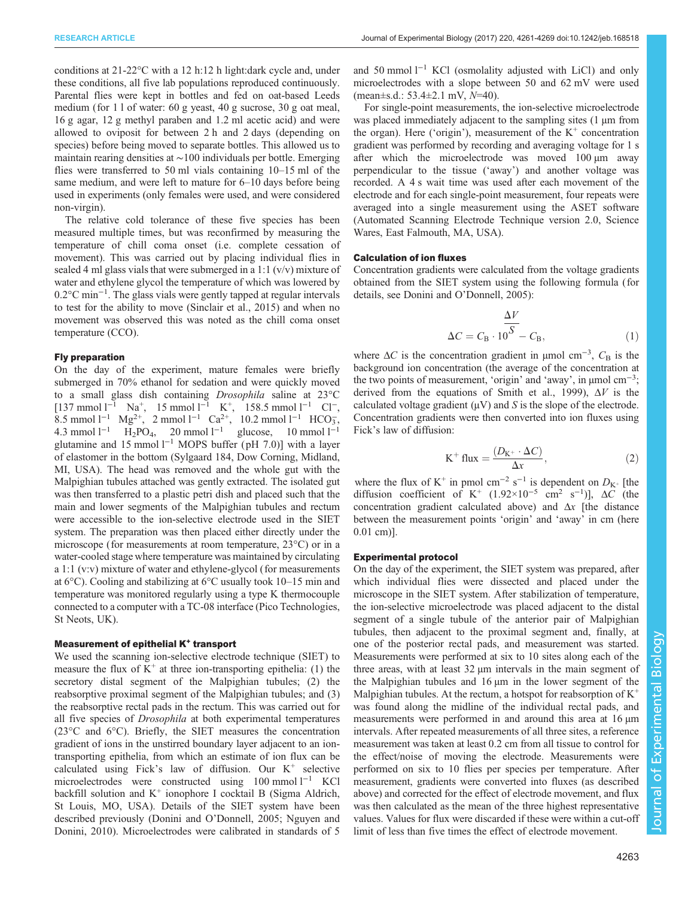conditions at 21-22°C with a 12 h:12 h light:dark cycle and, under these conditions, all five lab populations reproduced continuously. Parental flies were kept in bottles and fed on oat-based Leeds medium (for 1 l of water: 60 g yeast, 40 g sucrose, 30 g oat meal, 16 g agar, 12 g methyl paraben and 1.2 ml acetic acid) and were allowed to oviposit for between 2 h and 2 days (depending on species) before being moved to separate bottles. This allowed us to maintain rearing densities at ∼100 individuals per bottle. Emerging flies were transferred to 50 ml vials containing 10–15 ml of the same medium, and were left to mature for 6–10 days before being used in experiments (only females were used, and were considered non-virgin).

The relative cold tolerance of these five species has been measured multiple times, but was reconfirmed by measuring the temperature of chill coma onset (i.e. complete cessation of movement). This was carried out by placing individual flies in sealed 4 ml glass vials that were submerged in a 1:1 (v/v) mixture of water and ethylene glycol the temperature of which was lowered by $0.2°C\ min^{-1}$. The glass vials were gently tapped at regular intervals to test for the ability to move (Sinclair et al., 2015) and when no movement was observed this was noted as the chill coma onset temperature (CCO).

### Fly preparation

On the day of the experiment, mature females were briefly submerged in 70% ethanol for sedation and were quickly moved to a small glass dish containing *Drosophila* saline at 23°C [137 $mmol\ l^{-1}$ $Na^+$, 15 $mmol\ l^{-1}$ $K^+$, 158.5 $mmol\ l^{-1}$ $Cl^-$, 8.5 $mmol\ l^{-1}$ $Mg^{2+}$, 2 $mmol\ l^{-1}$ $Ca^{2+}$, 10.2 $mmol\ l^{-1}$ $HCO_3^-$, 4.3 $mmol\ l^{-1}$ $H_2PO_4$, 20 $mmol\ l^{-1}$ glucose, 10 $mmol\ l^{-1}$ glutamine and 15 $mmol\ l^{-1}$ MOPS buffer (pH 7.0)] with a layer of elastomer in the bottom (Sylgaard 184, Dow Corning, Midland, MI, USA). The head was removed and the whole gut with the Malpighian tubules attached was gently extracted. The isolated gut was then transferred to a plastic petri dish and placed such that the main and lower segments of the Malpighian tubules and rectum were accessible to the ion-selective electrode used in the SIET system. The preparation was then placed either directly under the microscope (for measurements at room temperature, 23°C) or in a water-cooled stage where temperature was maintained by circulating a 1:1 (v:v) mixture of water and ethylene-glycol (for measurements at 6°C). Cooling and stabilizing at 6°C usually took 10–15 min and temperature was monitored regularly using a type K thermocouple connected to a computer with a TC-08 interface (Pico Technologies, St Neots, UK).

### Measurement of epithelial $K^+$ transport

We used the scanning ion-selective electrode technique (SIET) to measure the flux of $K^+$ at three ion-transporting epithelia: (1) the secretory distal segment of the Malpighian tubules; (2) the reabsorptive proximal segment of the Malpighian tubules; and (3) the reabsorptive rectal pads in the rectum. This was carried out for all five species of *Drosophila* at both experimental temperatures (23°C and 6°C). Briefly, the SIET measures the concentration gradient of ions in the unstirred boundary layer adjacent to an ion-transporting epithelia, from which an estimate of ion flux can be calculated using Fick's law of diffusion. Our $K^+$ selective microelectrodes were constructed using 100 $mmol\ l^{-1}$ KCl backfill solution and $K^+$ ionophore I cocktail B (Sigma Aldrich, St Louis, MO, USA). Details of the SIET system have been described previously (Donini and O'Donnell, 2005; Nguyen and Donini, 2010). Microelectrodes were calibrated in standards of 5 and 50 $mmol\ l^{-1}$ KCl (osmolality adjusted with LiCl) and only microelectrodes with a slope between 50 and 62 mV were used (mean±s.d.: 53.4±2.1 mV, $N$=40).

For single-point measurements, the ion-selective microelectrode was placed immediately adjacent to the sampling sites (1 µm from the organ). Here ('origin'), measurement of the $K^+$ concentration gradient was performed by recording and averaging voltage for 1 s after which the microelectrode was moved 100 µm away perpendicular to the tissue ('away') and another voltage was recorded. A 4 s wait time was used after each movement of the electrode and for each single-point measurement, four repeats were averaged into a single measurement using the ASET software (Automated Scanning Electrode Technique version 2.0, Science Wares, East Falmouth, MA, USA).

### Calculation of ion fluxes

Concentration gradients were calculated from the voltage gradients obtained from the SIET system using the following formula (for details, see Donini and O'Donnell, 2005):

$$\Delta C = C_B \cdot 10^{\frac{\Delta V}{S}} - C_B, \quad (1)$$

where $\Delta C$ is the concentration gradient in $\mu mol\ cm^{-3}$, $C_B$ is the background ion concentration (the average of the concentration at the two points of measurement, 'origin' and 'away', in $\mu mol\ cm^{-3}$; derived from the equations of Smith et al., 1999), $\Delta V$ is the calculated voltage gradient (µV) and $S$ is the slope of the electrode. Concentration gradients were then converted into ion fluxes using Fick's law of diffusion:

$$K^+\ \text{flux} = \frac{(D_{K^+} \cdot \Delta C)}{\Delta x}, \quad (2)$$

where the flux of $K^+$ in $pmol\ cm^{-2}\ s^{-1}$ is dependent on $D_{K^+}$ [the diffusion coefficient of $K^+$ ($1.92\times10^{-5}$ $cm^2\ s^{-1}$)], $\Delta C$ (the concentration gradient calculated above) and $\Delta x$ [the distance between the measurement points 'origin' and 'away' in cm (here 0.01 cm)].

### Experimental protocol

On the day of the experiment, the SIET system was prepared, after which individual flies were dissected and placed under the microscope in the SIET system. After stabilization of temperature, the ion-selective microelectrode was placed adjacent to the distal segment of a single tubule of the anterior pair of Malpighian tubules, then adjacent to the proximal segment and, finally, at one of the posterior rectal pads, and measurement was started. Measurements were performed at six to 10 sites along each of the three areas, with at least 32 µm intervals in the main segment of the Malpighian tubules and 16 µm in the lower segment of the Malpighian tubules. At the rectum, a hotspot for reabsorption of $K^+$ was found along the midline of the individual rectal pads, and measurements were performed in and around this area at 16 µm intervals. After repeated measurements of all three sites, a reference measurement was taken at least 0.2 cm from all tissue to control for the effect/noise of moving the electrode. Measurements were performed on six to 10 flies per species per temperature. After measurement, gradients were converted into fluxes (as described above) and corrected for the effect of electrode movement, and flux was then calculated as the mean of the three highest representative values. Values for flux were discarded if these were within a cut-off limit of less than five times the effect of electrode movement.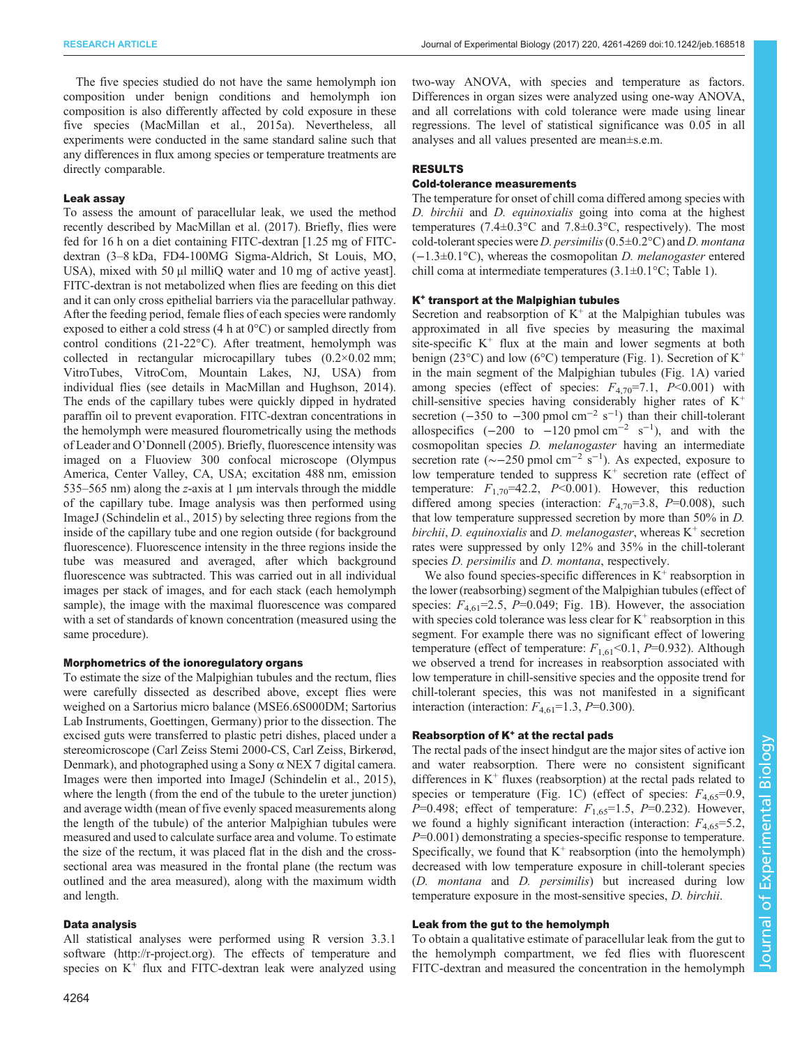The five species studied do not have the same hemolymph ion composition under benign conditions and hemolymph ion composition is also differently affected by cold exposure in these five species (MacMillan et al., 2015a). Nevertheless, all experiments were conducted in the same standard saline such that any differences in flux among species or temperature treatments are directly comparable.

### Leak assay

To assess the amount of paracellular leak, we used the method recently described by MacMillan et al. (2017). Briefly, flies were fed for 16 h on a diet containing FITC-dextran [1.25 mg of FITC-dextran (3–8 kDa, FD4-100MG Sigma-Aldrich, St Louis, MO, USA), mixed with 50 µl milliQ water and 10 mg of active yeast]. FITC-dextran is not metabolized when flies are feeding on this diet and it can only cross epithelial barriers via the paracellular pathway. After the feeding period, female flies of each species were randomly exposed to either a cold stress (4 h at 0°C) or sampled directly from control conditions (21-22°C). After treatment, hemolymph was collected in rectangular microcapillary tubes (0.2×0.02 mm; VitroTubes, VitroCom, Mountain Lakes, NJ, USA) from individual flies (see details in MacMillan and Hughson, 2014). The ends of the capillary tubes were quickly dipped in hydrated paraffin oil to prevent evaporation. FITC-dextran concentrations in the hemolymph were measured flourometrically using the methods of Leader and O'Donnell (2005). Briefly, fluorescence intensity was imaged on a Fluoview 300 confocal microscope (Olympus America, Center Valley, CA, USA; excitation 488 nm, emission 535–565 nm) along the *z*-axis at 1 µm intervals through the middle of the capillary tube. Image analysis was then performed using ImageJ (Schindelin et al., 2015) by selecting three regions from the inside of the capillary tube and one region outside (for background fluorescence). Fluorescence intensity in the three regions inside the tube was measured and averaged, after which background fluorescence was subtracted. This was carried out in all individual images per stack of images, and for each stack (each hemolymph sample), the image with the maximal fluorescence was compared with a set of standards of known concentration (measured using the same procedure).

### Morphometrics of the ionoregulatory organs

To estimate the size of the Malpighian tubules and the rectum, flies were carefully dissected as described above, except flies were weighed on a Sartorius micro balance (MSE6.6S000DM; Sartorius Lab Instruments, Goettingen, Germany) prior to the dissection. The excised guts were transferred to plastic petri dishes, placed under a stereomicroscope (Carl Zeiss Stemi 2000-CS, Carl Zeiss, Birkerød, Denmark), and photographed using a Sony α NEX 7 digital camera. Images were then imported into ImageJ (Schindelin et al., 2015), where the length (from the end of the tubule to the ureter junction) and average width (mean of five evenly spaced measurements along the length of the tubule) of the anterior Malpighian tubules were measured and used to calculate surface area and volume. To estimate the size of the rectum, it was placed flat in the dish and the cross-sectional area was measured in the frontal plane (the rectum was outlined and the area measured), along with the maximum width and length.

### Data analysis

All statistical analyses were performed using R version 3.3.1 software (http://r-project.org). The effects of temperature and species on $K^+$ flux and FITC-dextran leak were analyzed using two-way ANOVA, with species and temperature as factors. Differences in organ sizes were analyzed using one-way ANOVA, and all correlations with cold tolerance were made using linear regressions. The level of statistical significance was 0.05 in all analyses and all values presented are mean±s.e.m.

## RESULTS

### Cold-tolerance measurements

The temperature for onset of chill coma differed among species with *D. birchii* and *D. equinoxialis* going into coma at the highest temperatures (7.4±0.3°C and 7.8±0.3°C, respectively). The most cold-tolerant species were *D. persimilis* (0.5±0.2°C) and *D. montana* (−1.3±0.1°C), whereas the cosmopolitan *D. melanogaster* entered chill coma at intermediate temperatures (3.1±0.1°C; Table 1).

### $K^+$ transport at the Malpighian tubules

Secretion and reabsorption of $K^+$ at the Malpighian tubules was approximated in all five species by measuring the maximal site-specific $K^+$ flux at the main and lower segments at both benign (23°C) and low (6°C) temperature (Fig. 1). Secretion of $K^+$ in the main segment of the Malpighian tubules (Fig. 1A) varied among species (effect of species: $F_{4,70}$=7.1, $P$<0.001) with chill-sensitive species having considerably higher rates of $K^+$ secretion (−350 to −300 pmol cm$^{-2}$ s$^{-1}$) than their chill-tolerant allospecifics (−200 to −120 pmol cm$^{-2}$ s$^{-1}$), and with the cosmopolitan species *D. melanogaster* having an intermediate secretion rate (∼−250 pmol cm$^{-2}$ s$^{-1}$). As expected, exposure to low temperature tended to suppress $K^+$ secretion rate (effect of temperature: $F_{1,70}$=42.2, $P$<0.001). However, this reduction differed among species (interaction: $F_{4,70}$=3.8, $P$=0.008), such that low temperature suppressed secretion by more than 50% in *D. birchii*, *D. equinoxialis* and *D. melanogaster*, whereas $K^+$ secretion rates were suppressed by only 12% and 35% in the chill-tolerant species *D. persimilis* and *D. montana*, respectively.

We also found species-specific differences in $K^+$ reabsorption in the lower (reabsorbing) segment of the Malpighian tubules (effect of species: $F_{4,61}$=2.5, $P$=0.049; Fig. 1B). However, the association with species cold tolerance was less clear for $K^+$ reabsorption in this segment. For example there was no significant effect of lowering temperature (effect of temperature: $F_{1,61}$<0.1, $P$=0.932). Although we observed a trend for increases in reabsorption associated with low temperature in chill-sensitive species and the opposite trend for chill-tolerant species, this was not manifested in a significant interaction (interaction: $F_{4,61}$=1.3, $P$=0.300).

### Reabsorption of $K^+$ at the rectal pads

The rectal pads of the insect hindgut are the major sites of active ion and water reabsorption. There were no consistent significant differences in $K^+$ fluxes (reabsorption) at the rectal pads related to species or temperature (Fig. 1C) (effect of species: $F_{4,65}$=0.9, $P$=0.498; effect of temperature: $F_{1,65}$=1.5, $P$=0.232). However, we found a highly significant interaction (interaction: $F_{4,65}$=5.2, $P$=0.001) demonstrating a species-specific response to temperature. Specifically, we found that $K^+$ reabsorption (into the hemolymph) decreased with low temperature exposure in chill-tolerant species (*D. montana* and *D. persimilis*) but increased during low temperature exposure in the most-sensitive species, *D. birchii*.

### Leak from the gut to the hemolymph

To obtain a qualitative estimate of paracellular leak from the gut to the hemolymph compartment, we fed flies with fluorescent FITC-dextran and measured the concentration in the hemolymph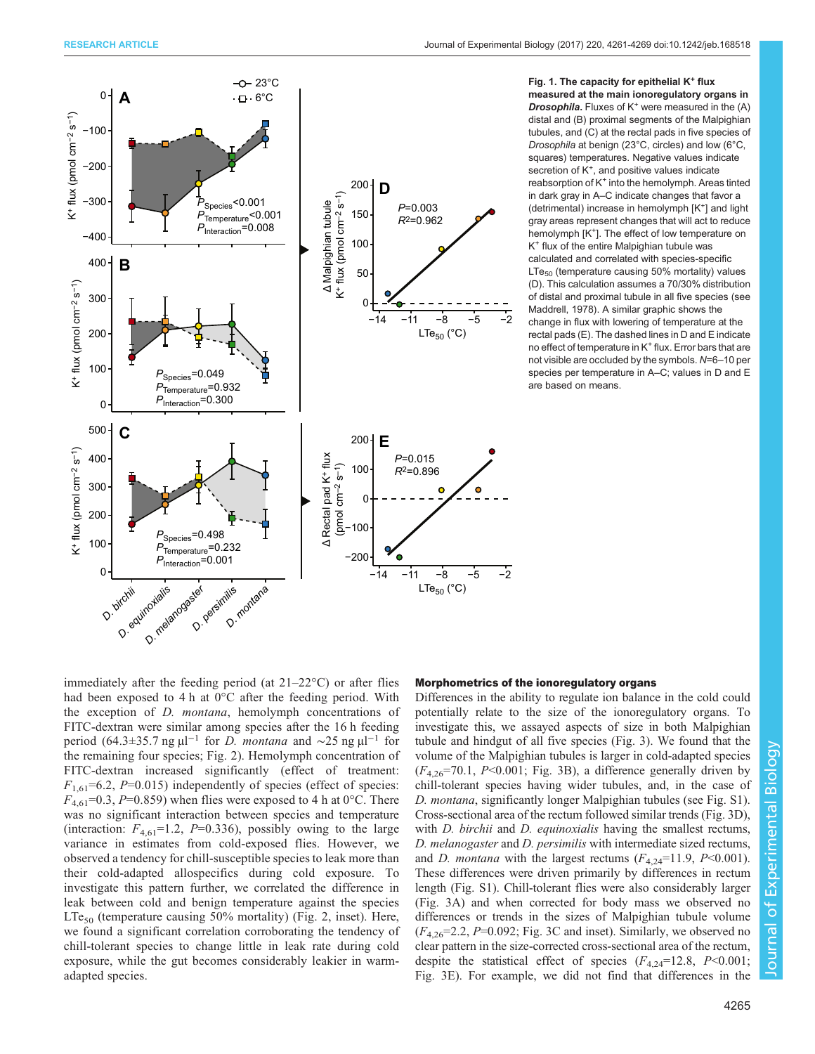**Fig. 1. The capacity for epithelial $K^+$ flux measured at the main ionoregulatory organs in *Drosophila*.** Fluxes of $K^+$ were measured in the (A) distal and (B) proximal segments of the Malpighian tubules, and (C) at the rectal pads in five species of *Drosophila* at benign (23°C, circles) and low (6°C, squares) temperatures. Negative values indicate secretion of $K^+$, and positive values indicate reabsorption of $K^+$ into the hemolymph. Areas tinted in dark gray in A–C indicate changes that favor a (detrimental) increase in hemolymph [$K^+$] and light gray areas represent changes that will act to reduce hemolymph [$K^+$]. The effect of low temperature on $K^+$ flux of the entire Malpighian tubule was calculated and correlated with species-specific $LTe_{50}$ (temperature causing 50% mortality) values (D). This calculation assumes a 70/30% distribution of distal and proximal tubule in all five species (see Maddrell, 1978). A similar graphic shows the change in flux with lowering of temperature at the rectal pads (E). The dashed lines in D and E indicate no effect of temperature in $K^+$ flux. Error bars that are not visible are occluded by the symbols. *N*=6–10 per species per temperature in A–C; values in D and E are based on means.

immediately after the feeding period (at 21–22°C) or after flies had been exposed to 4 h at 0°C after the feeding period. With the exception of *D. montana*, hemolymph concentrations of FITC-dextran were similar among species after the 16 h feeding period (64.3±35.7 ng µl$^{-1}$ for *D. montana* and ~25 ng µl$^{-1}$ for the remaining four species; Fig. 2). Hemolymph concentration of FITC-dextran increased significantly (effect of treatment: $F_{1,61}$=6.2, $P$=0.015) independently of species (effect of species: $F_{4,61}$=0.3, $P$=0.859) when flies were exposed to 4 h at 0°C. There was no significant interaction between species and temperature (interaction: $F_{4,61}$=1.2, $P$=0.336), possibly owing to the large variance in estimates from cold-exposed flies. However, we observed a tendency for chill-susceptible species to leak more than their cold-adapted allospecifics during cold exposure. To investigate this pattern further, we correlated the difference in leak between cold and benign temperature against the species $LTe_{50}$ (temperature causing 50% mortality) (Fig. 2, inset). Here, we found a significant correlation corroborating the tendency of chill-tolerant species to change little in leak rate during cold exposure, while the gut becomes considerably leakier in warm-adapted species.

### Morphometrics of the ionoregulatory organs

Differences in the ability to regulate ion balance in the cold could potentially relate to the size of the ionoregulatory organs. To investigate this, we assayed aspects of size in both Malpighian tubule and hindgut of all five species (Fig. 3). We found that the volume of the Malpighian tubules is larger in cold-adapted species ($F_{4,26}$=70.1, $P$<0.001; Fig. 3B), a difference generally driven by chill-tolerant species having wider tubules, and, in the case of *D. montana*, significantly longer Malpighian tubules (see Fig. S1). Cross-sectional area of the rectum followed similar trends (Fig. 3D), with *D. birchii* and *D. equinoxialis* having the smallest rectums, *D. melanogaster* and *D. persimilis* with intermediate sized rectums, and *D. montana* with the largest rectums ($F_{4,24}$=11.9, $P$<0.001). These differences were driven primarily by differences in rectum length (Fig. S1). Chill-tolerant flies were also considerably larger (Fig. 3A) and when corrected for body mass we observed no differences or trends in the sizes of Malpighian tubule volume ($F_{4,26}$=2.2, $P$=0.092; Fig. 3C and inset). Similarly, we observed no clear pattern in the size-corrected cross-sectional area of the rectum, despite the statistical effect of species ($F_{4,24}$=12.8, $P$<0.001; Fig. 3E). For example, we did not find that differences in the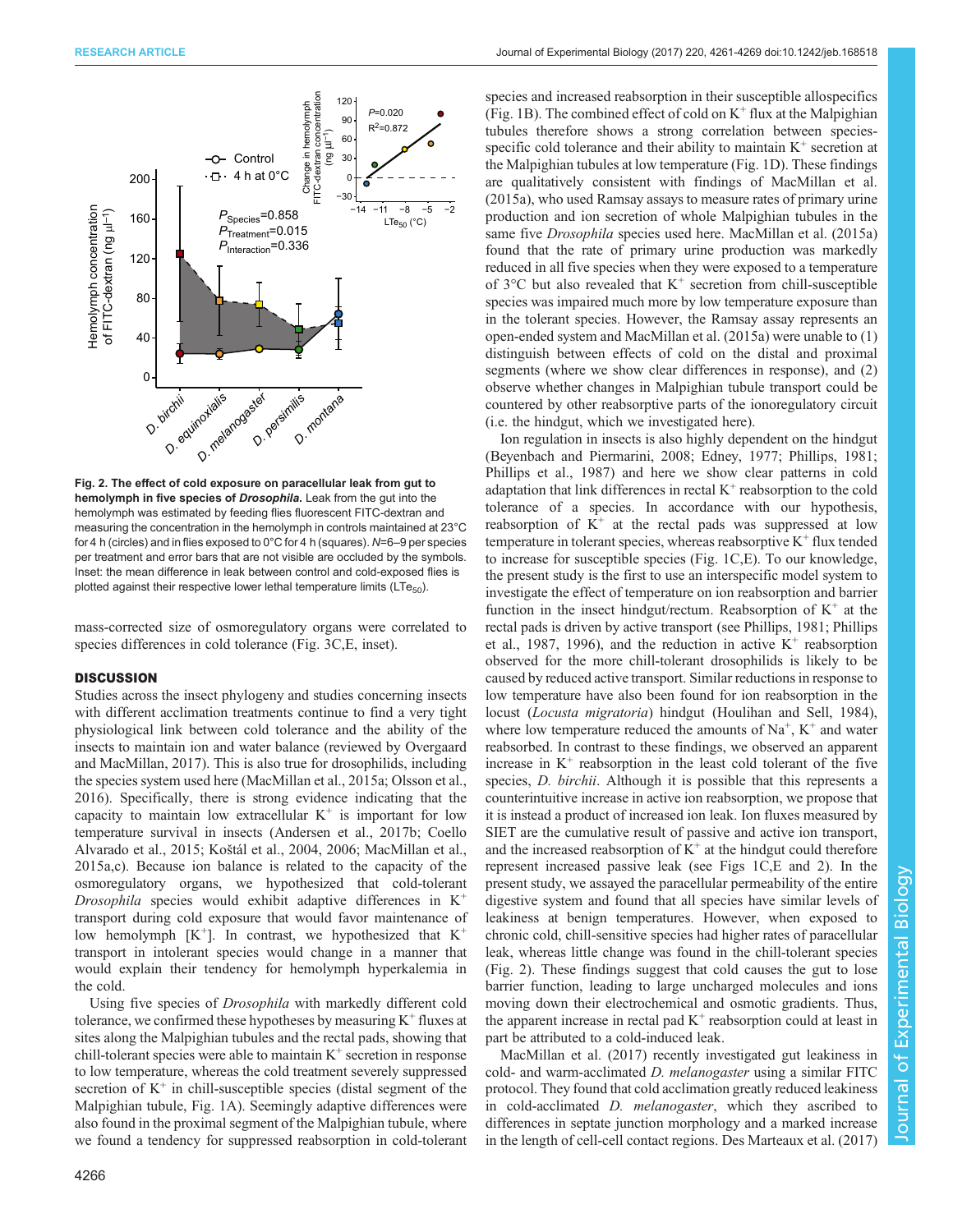**Fig. 2. The effect of cold exposure on paracellular leak from gut to hemolymph in five species of *Drosophila*.** Leak from the gut into the hemolymph was estimated by feeding flies fluorescent FITC-dextran and measuring the concentration in the hemolymph in controls maintained at 23°C for 4 h (circles) and in flies exposed to 0°C for 4 h (squares). $N$=6–9 per species per treatment and error bars that are not visible are occluded by the symbols. Inset: the mean difference in leak between control and cold-exposed flies is plotted against their respective lower lethal temperature limits ($LTe_{50}$).

mass-corrected size of osmoregulatory organs were correlated to species differences in cold tolerance (Fig. 3C,E, inset).

## DISCUSSION

Studies across the insect phylogeny and studies concerning insects with different acclimation treatments continue to find a very tight physiological link between cold tolerance and the ability of the insects to maintain ion and water balance (reviewed by Overgaard and MacMillan, 2017). This is also true for drosophilids, including the species system used here (MacMillan et al., 2015a; Olsson et al., 2016). Specifically, there is strong evidence indicating that the capacity to maintain low extracellular $K^+$ is important for low temperature survival in insects (Andersen et al., 2017b; Coello Alvarado et al., 2015; Koštál et al., 2004, 2006; MacMillan et al., 2015a,c). Because ion balance is related to the capacity of the osmoregulatory organs, we hypothesized that cold-tolerant *Drosophila* species would exhibit adaptive differences in $K^+$ transport during cold exposure that would favor maintenance of low hemolymph [$K^+$]. In contrast, we hypothesized that $K^+$ transport in intolerant species would change in a manner that would explain their tendency for hemolymph hyperkalemia in the cold.

Using five species of *Drosophila* with markedly different cold tolerance, we confirmed these hypotheses by measuring $K^+$ fluxes at sites along the Malpighian tubules and the rectal pads, showing that chill-tolerant species were able to maintain $K^+$ secretion in response to low temperature, whereas the cold treatment severely suppressed secretion of $K^+$ in chill-susceptible species (distal segment of the Malpighian tubule, Fig. 1A). Seemingly adaptive differences were also found in the proximal segment of the Malpighian tubule, where we found a tendency for suppressed reabsorption in cold-tolerant species and increased reabsorption in their susceptible allospecifics (Fig. 1B). The combined effect of cold on $K^+$ flux at the Malpighian tubules therefore shows a strong correlation between species-specific cold tolerance and their ability to maintain $K^+$ secretion at the Malpighian tubules at low temperature (Fig. 1D). These findings are qualitatively consistent with findings of MacMillan et al. (2015a), who used Ramsay assays to measure rates of primary urine production and ion secretion of whole Malpighian tubules in the same five *Drosophila* species used here. MacMillan et al. (2015a) found that the rate of primary urine production was markedly reduced in all five species when they were exposed to a temperature of 3°C but also revealed that $K^+$ secretion from chill-susceptible species was impaired much more by low temperature exposure than in the tolerant species. However, the Ramsay assay represents an open-ended system and MacMillan et al. (2015a) were unable to (1) distinguish between effects of cold on the distal and proximal segments (where we show clear differences in response), and (2) observe whether changes in Malpighian tubule transport could be countered by other reabsorptive parts of the ionoregulatory circuit (i.e. the hindgut, which we investigated here).

Ion regulation in insects is also highly dependent on the hindgut (Beyenbach and Piermarini, 2008; Edney, 1977; Phillips, 1981; Phillips et al., 1987) and here we show clear patterns in cold adaptation that link differences in rectal $K^+$ reabsorption to the cold tolerance of a species. In accordance with our hypothesis, reabsorption of $K^+$ at the rectal pads was suppressed at low temperature in tolerant species, whereas reabsorptive $K^+$ flux tended to increase for susceptible species (Fig. 1C,E). To our knowledge, the present study is the first to use an interspecific model system to investigate the effect of temperature on ion reabsorption and barrier function in the insect hindgut/rectum. Reabsorption of $K^+$ at the rectal pads is driven by active transport (see Phillips, 1981; Phillips et al., 1987, 1996), and the reduction in active $K^+$ reabsorption observed for the more chill-tolerant drosophilids is likely to be caused by reduced active transport. Similar reductions in response to low temperature have also been found for ion reabsorption in the locust (*Locusta migratoria*) hindgut (Houlihan and Sell, 1984), where low temperature reduced the amounts of $Na^+$, $K^+$ and water reabsorbed. In contrast to these findings, we observed an apparent increase in $K^+$ reabsorption in the least cold tolerant of the five species, *D. birchii*. Although it is possible that this represents a counterintuitive increase in active ion reabsorption, we propose that it is instead a product of increased ion leak. Ion fluxes measured by SIET are the cumulative result of passive and active ion transport, and the increased reabsorption of $K^+$ at the hindgut could therefore represent increased passive leak (see Figs 1C,E and 2). In the present study, we assayed the paracellular permeability of the entire digestive system and found that all species have similar levels of leakiness at benign temperatures. However, when exposed to chronic cold, chill-sensitive species had higher rates of paracellular leak, whereas little change was found in the chill-tolerant species (Fig. 2). These findings suggest that cold causes the gut to lose barrier function, leading to large uncharged molecules and ions moving down their electrochemical and osmotic gradients. Thus, the apparent increase in rectal pad $K^+$ reabsorption could at least in part be attributed to a cold-induced leak.

MacMillan et al. (2017) recently investigated gut leakiness in cold- and warm-acclimated *D. melanogaster* using a similar FITC protocol. They found that cold acclimation greatly reduced leakiness in cold-acclimated *D. melanogaster*, which they ascribed to differences in septate junction morphology and a marked increase in the length of cell-cell contact regions. Des Marteaux et al. (2017)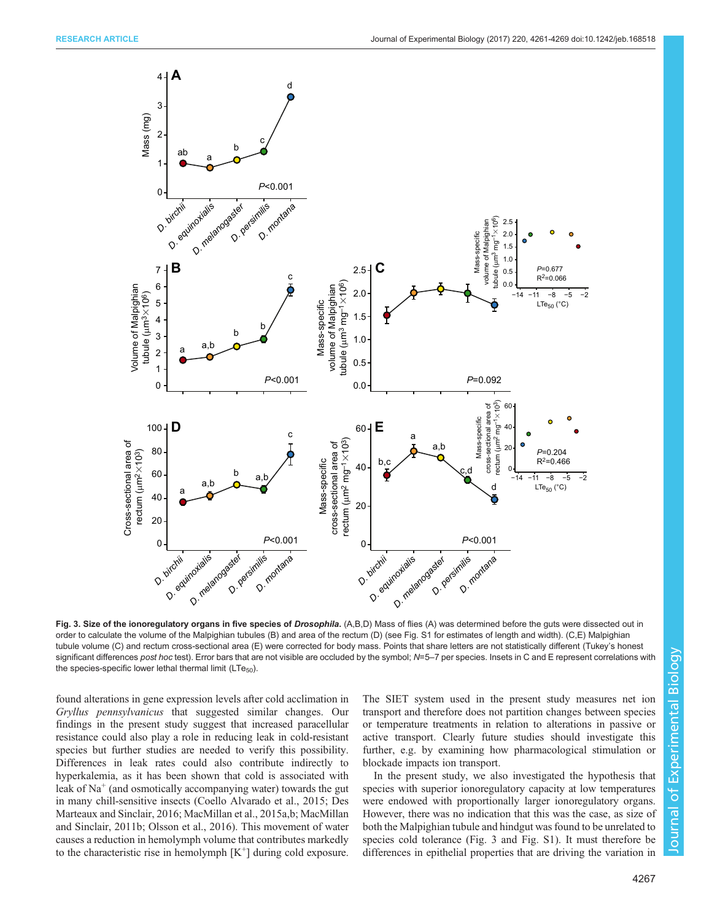**Fig. 3. Size of the ionoregulatory organs in five species of *Drosophila*.** (A,B,D) Mass of flies (A) was determined before the guts were dissected out in order to calculate the volume of the Malpighian tubules (B) and area of the rectum (D) (see Fig. S1 for estimates of length and width). (C,E) Malpighian tubule volume (C) and rectum cross-sectional area (E) were corrected for body mass. Points that share letters are not statistically different (Tukey's honest significant differences *post hoc* test). Error bars that are not visible are occluded by the symbol; *N*=5–7 per species. Insets in C and E represent correlations with the species-specific lower lethal thermal limit ($LTe_{50}$).

found alterations in gene expression levels after cold acclimation in *Gryllus pennsylvanicus* that suggested similar changes. Our findings in the present study suggest that increased paracellular resistance could also play a role in reducing leak in cold-resistant species but further studies are needed to verify this possibility. Differences in leak rates could also contribute indirectly to hyperkalemia, as it has been shown that cold is associated with leak of $Na^+$ (and osmotically accompanying water) towards the gut in many chill-sensitive insects (Coello Alvarado et al., 2015; Des Marteaux and Sinclair, 2016; MacMillan et al., 2015a,b; MacMillan and Sinclair, 2011b; Olsson et al., 2016). This movement of water causes a reduction in hemolymph volume that contributes markedly to the characteristic rise in hemolymph [$K^+$] during cold exposure. The SIET system used in the present study measures net ion transport and therefore does not partition changes between species or temperature treatments in relation to alterations in passive or active transport. Clearly future studies should investigate this further, e.g. by examining how pharmacological stimulation or blockade impacts ion transport.

In the present study, we also investigated the hypothesis that species with superior ionoregulatory capacity at low temperatures were endowed with proportionally larger ionoregulatory organs. However, there was no indication that this was the case, as size of both the Malpighian tubule and hindgut was found to be unrelated to species cold tolerance (Fig. 3 and Fig. S1). It must therefore be differences in epithelial properties that are driving the variation in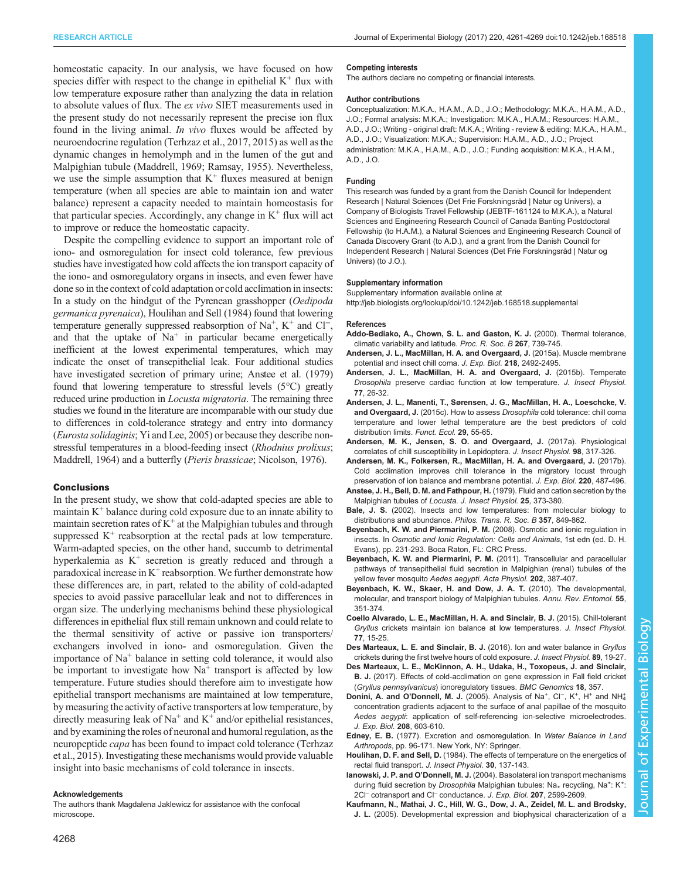homeostatic capacity. In our analysis, we have focused on how species differ with respect to the change in epithelial $K^+$ flux with low temperature exposure rather than analyzing the data in relation to absolute values of flux. The *ex vivo* SIET measurements used in the present study do not necessarily represent the precise ion flux found in the living animal. *In vivo* fluxes would be affected by neuroendocrine regulation (Terhzaz et al., 2017, 2015) as well as the dynamic changes in hemolymph and in the lumen of the gut and Malpighian tubule (Maddrell, 1969; Ramsay, 1955). Nevertheless, we use the simple assumption that $K^+$ fluxes measured at benign temperature (when all species are able to maintain ion and water balance) represent a capacity needed to maintain homeostasis for that particular species. Accordingly, any change in $K^+$ flux will act to improve or reduce the homeostatic capacity.

Despite the compelling evidence to support an important role of iono- and osmoregulation for insect cold tolerance, few previous studies have investigated how cold affects the ion transport capacity of the iono- and osmoregulatory organs in insects, and even fewer have done so in the context of cold adaptation or cold acclimation in insects: In a study on the hindgut of the Pyrenean grasshopper (*Oedipoda germanica pyrenaica*), Houlihan and Sell (1984) found that lowering temperature generally suppressed reabsorption of $Na^+$, $K^+$ and $Cl^-$, and that the uptake of $Na^+$ in particular became energetically inefficient at the lowest experimental temperatures, which may indicate the onset of transepithelial leak. Four additional studies have investigated secretion of primary urine; Anstee et al. (1979) found that lowering temperature to stressful levels (5°C) greatly reduced urine production in *Locusta migratoria*. The remaining three studies we found in the literature are incomparable with our study due to differences in cold-tolerance strategy and entry into dormancy (*Eurosta solidaginis*; Yi and Lee, 2005) or because they describe non-stressful temperatures in a blood-feeding insect (*Rhodnius prolixus*; Maddrell, 1964) and a butterfly (*Pieris brassicae*; Nicolson, 1976).

## Conclusions

In the present study, we show that cold-adapted species are able to maintain $K^+$ balance during cold exposure due to an innate ability to maintain secretion rates of $K^+$ at the Malpighian tubules and through suppressed $K^+$ reabsorption at the rectal pads at low temperature. Warm-adapted species, on the other hand, succumb to detrimental hyperkalemia as $K^+$ secretion is greatly reduced and through a paradoxical increase in $K^+$ reabsorption. We further demonstrate how these differences are, in part, related to the ability of cold-adapted species to avoid passive paracellular leak and not to differences in organ size. The underlying mechanisms behind these physiological differences in epithelial flux still remain unknown and could relate to the thermal sensitivity of active or passive ion transporters/exchangers involved in iono- and osmoregulation. Given the importance of $Na^+$ balance in setting cold tolerance, it would also be important to investigate how $Na^+$ transport is affected by low temperature. Future studies should therefore aim to investigate how epithelial transport mechanisms are maintained at low temperature, by measuring the activity of active transporters at low temperature, by directly measuring leak of $Na^+$ and $K^+$ and/or epithelial resistances, and by examining the roles of neuronal and humoral regulation, as the neuropeptide *capa* has been found to impact cold tolerance (Terhzaz et al., 2015). Investigating these mechanisms would provide valuable insight into basic mechanisms of cold tolerance in insects.

#### Acknowledgements

The authors thank Magdalena Jaklewicz for assistance with the confocal microscope.

#### Competing interests

The authors declare no competing or financial interests.

#### Author contributions

Conceptualization: M.K.A., H.A.M., A.D., J.O.; Methodology: M.K.A., H.A.M., A.D., J.O.; Formal analysis: M.K.A.; Investigation: M.K.A., H.A.M.; Resources: H.A.M., A.D., J.O.; Writing - original draft: M.K.A.; Writing - review & editing: M.K.A., H.A.M., A.D., J.O.; Visualization: M.K.A.; Supervision: H.A.M., A.D., J.O.; Project administration: M.K.A., H.A.M., A.D., J.O.; Funding acquisition: M.K.A., H.A.M., A.D., J.O.

#### Funding

This research was funded by a grant from the Danish Council for Independent Research | Natural Sciences (Det Frie Forskningsråd | Natur og Univers), a Company of Biologists Travel Fellowship (JEBTF-161124 to M.K.A.), a Natural Sciences and Engineering Research Council of Canada Banting Postdoctoral Fellowship (to H.A.M.), a Natural Sciences and Engineering Research Council of Canada Discovery Grant (to A.D.), and a grant from the Danish Council for Independent Research | Natural Sciences (Det Frie Forskningsråd | Natur og Univers) (to J.O.).

#### Supplementary information

Supplementary information available online at http://jeb.biologists.org/lookup/doi/10.1242/jeb.168518.supplemental

#### References

**Addo-Bediako, A., Chown, S. L. and Gaston, K. J.** (2000). Thermal tolerance, climatic variability and latitude. *Proc. R. Soc. B* **267**, 739-745.

**Andersen, J. L., MacMillan, H. A. and Overgaard, J.** (2015a). Muscle membrane potential and insect chill coma. *J. Exp. Biol.* **218**, 2492-2495.

**Andersen, J. L., MacMillan, H. A. and Overgaard, J.** (2015b). Temperate *Drosophila* preserve cardiac function at low temperature. *J. Insect Physiol.* **77**, 26-32.

**Andersen, J. L., Manenti, T., Sørensen, J. G., MacMillan, H. A., Loeschcke, V. and Overgaard, J.** (2015c). How to assess *Drosophila* cold tolerance: chill coma temperature and lower lethal temperature are the best predictors of cold distribution limits. *Funct. Ecol.* **29**, 55-65.

**Andersen, M. K., Jensen, S. O. and Overgaard, J.** (2017a). Physiological correlates of chill susceptibility in Lepidoptera. *J. Insect Physiol.* **98**, 317-326.

**Andersen, M. K., Folkersen, R., MacMillan, H. A. and Overgaard, J.** (2017b). Cold acclimation improves chill tolerance in the migratory locust through preservation of ion balance and membrane potential. *J. Exp. Biol.* **220**, 487-496.

**Anstee, J. H., Bell, D. M. and Fathpour, H.** (1979). Fluid and cation secretion by the Malpighian tubules of *Locusta*. *J. Insect Physiol.* **25**, 373-380.

**Bale, J. S.** (2002). Insects and low temperatures: from molecular biology to distributions and abundance. *Philos. Trans. R. Soc. B* **357**, 849-862.

**Beyenbach, K. W. and Piermarini, P. M.** (2008). Osmotic and ionic regulation in insects. In *Osmotic and Ionic Regulation: Cells and Animals*, 1st edn (ed. D. H. Evans), pp. 231-293. Boca Raton, FL: CRC Press.

**Beyenbach, K. W. and Piermarini, P. M.** (2011). Transcellular and paracellular pathways of transepithelial fluid secretion in Malpighian (renal) tubules of the yellow fever mosquito *Aedes aegypti*. *Acta Physiol.* **202**, 387-407.

**Beyenbach, K. W., Skaer, H. and Dow, J. A. T.** (2010). The developmental, molecular, and transport biology of Malpighian tubules. *Annu. Rev. Entomol.* **55**, 351-374.

**Coello Alvarado, L. E., MacMillan, H. A. and Sinclair, B. J.** (2015). Chill-tolerant *Gryllus* crickets maintain ion balance at low temperatures. *J. Insect Physiol.* **77**, 15-25.

**Des Marteaux, L. E. and Sinclair, B. J.** (2016). Ion and water balance in *Gryllus* crickets during the first twelve hours of cold exposure. *J. Insect Physiol.* **89**, 19-27.

**Des Marteaux, L. E., McKinnon, A. H., Udaka, H., Toxopeus, J. and Sinclair, B. J.** (2017). Effects of cold-acclimation on gene expression in Fall field cricket (*Gryllus pennsylvanicus*) ionoregulatory tissues. *BMC Genomics* **18**, 357.

**Donini, A. and O'Donnell, M. J.** (2005). Analysis of $Na^+$, $Cl^-$, $K^+$, $H^+$ and $NH_4^+$ concentration gradients adjacent to the surface of anal papillae of the mosquito *Aedes aegypti*: application of self-referencing ion-selective microelectrodes. *J. Exp. Biol.* **208**, 603-610.

**Edney, E. B.** (1977). Excretion and osmoregulation. In *Water Balance in Land Arthropods*, pp. 96-171. New York, NY: Springer.

**Houlihan, D. F. and Sell, D.** (1984). The effects of temperature on the energetics of rectal fluid transport. *J. Insect Physiol.* **30**, 137-143.

**Ianowski, J. P. and O'Donnell, M. J.** (2004). Basolateral ion transport mechanisms during fluid secretion by *Drosophila* Malpighian tubules: $Na_+$ recycling, $Na^+$: $K^+$: $2Cl^-$ cotransport and $Cl^-$ conductance. *J. Exp. Biol.* **207**, 2599-2609.

**Kaufmann, N., Mathai, J. C., Hill, W. G., Dow, J. A., Zeidel, M. L. and Brodsky, J. L.** (2005). Developmental expression and biophysical characterization of a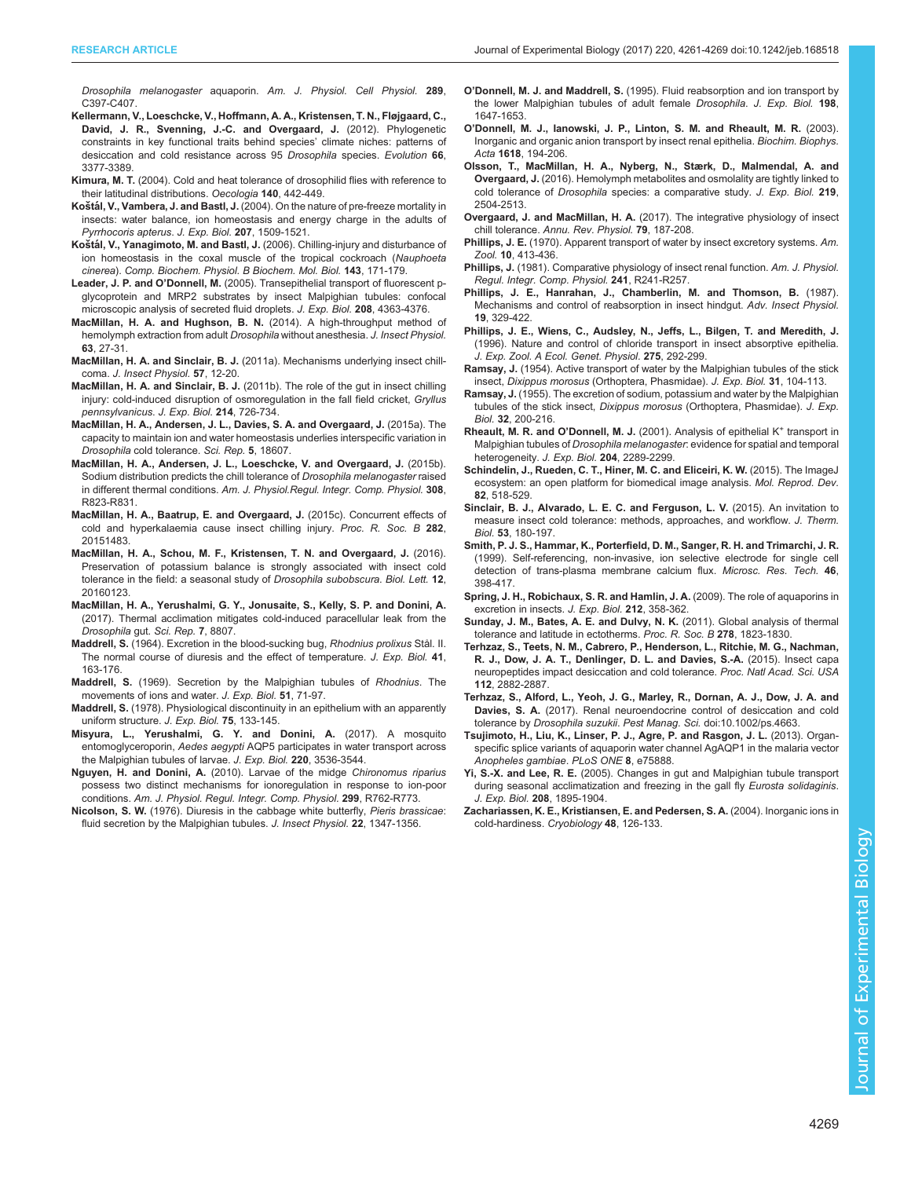*Drosophila melanogaster* aquaporin. *Am. J. Physiol. Cell Physiol.* **289**, C397-C407.

**Kellermann, V., Loeschcke, V., Hoffmann, A. A., Kristensen, T. N., Fløjgaard, C., David, J. R., Svenning, J.-C. and Overgaard, J.** (2012). Phylogenetic constraints in key functional traits behind species' climate niches: patterns of desiccation and cold resistance across 95 *Drosophila* species. *Evolution* **66**, 3377-3389.

**Kimura, M. T.** (2004). Cold and heat tolerance of drosophilid flies with reference to their latitudinal distributions. *Oecologia* **140**, 442-449.

**Koštál, V., Vambera, J. and Bastl, J.** (2004). On the nature of pre-freeze mortality in insects: water balance, ion homeostasis and energy charge in the adults of *Pyrrhocoris apterus*. *J. Exp. Biol.* **207**, 1509-1521.

**Koštál, V., Yanagimoto, M. and Bastl, J.** (2006). Chilling-injury and disturbance of ion homeostasis in the coxal muscle of the tropical cockroach (*Nauphoeta cinerea*). *Comp. Biochem. Physiol. B Biochem. Mol. Biol.* **143**, 171-179.

**Leader, J. P. and O'Donnell, M.** (2005). Transepithelial transport of fluorescent p-glycoprotein and MRP2 substrates by insect Malpighian tubules: confocal microscopic analysis of secreted fluid droplets. *J. Exp. Biol.* **208**, 4363-4376.

**MacMillan, H. A. and Hughson, B. N.** (2014). A high-throughput method of hemolymph extraction from adult *Drosophila* without anesthesia. *J. Insect Physiol.* **63**, 27-31.

**MacMillan, H. A. and Sinclair, B. J.** (2011a). Mechanisms underlying insect chill-coma. *J. Insect Physiol.* **57**, 12-20.

**MacMillan, H. A. and Sinclair, B. J.** (2011b). The role of the gut in insect chilling injury: cold-induced disruption of osmoregulation in the fall field cricket, *Gryllus pennsylvanicus*. *J. Exp. Biol.* **214**, 726-734.

**MacMillan, H. A., Andersen, J. L., Davies, S. A. and Overgaard, J.** (2015a). The capacity to maintain ion and water homeostasis underlies interspecific variation in *Drosophila* cold tolerance. *Sci. Rep.* **5**, 18607.

**MacMillan, H. A., Andersen, J. L., Loeschcke, V. and Overgaard, J.** (2015b). Sodium distribution predicts the chill tolerance of *Drosophila melanogaster* raised in different thermal conditions. *Am. J. Physiol.Regul. Integr. Comp. Physiol.* **308**, R823-R831.

**MacMillan, H. A., Baatrup, E. and Overgaard, J.** (2015c). Concurrent effects of cold and hyperkalaemia cause insect chilling injury. *Proc. R. Soc. B* **282**, 20151483.

**MacMillan, H. A., Schou, M. F., Kristensen, T. N. and Overgaard, J.** (2016). Preservation of potassium balance is strongly associated with insect cold tolerance in the field: a seasonal study of *Drosophila subobscura*. *Biol. Lett.* **12**, 20160123.

**MacMillan, H. A., Yerushalmi, G. Y., Jonusaite, S., Kelly, S. P. and Donini, A.** (2017). Thermal acclimation mitigates cold-induced paracellular leak from the *Drosophila* gut. *Sci. Rep.* **7**, 8807.

**Maddrell, S.** (1964). Excretion in the blood-sucking bug, *Rhodnius prolixus* Stål. II. The normal course of diuresis and the effect of temperature. *J. Exp. Biol.* **41**, 163-176.

**Maddrell, S.** (1969). Secretion by the Malpighian tubules of *Rhodnius*. The movements of ions and water. *J. Exp. Biol.* **51**, 71-97.

**Maddrell, S.** (1978). Physiological discontinuity in an epithelium with an apparently uniform structure. *J. Exp. Biol.* **75**, 133-145.

**Misyura, L., Yerushalmi, G. Y. and Donini, A.** (2017). A mosquito entomoglyceroporin, *Aedes aegypti* AQP5 participates in water transport across the Malpighian tubules of larvae. *J. Exp. Biol.* **220**, 3536-3544.

**Nguyen, H. and Donini, A.** (2010). Larvae of the midge *Chironomus riparius* possess two distinct mechanisms for ionoregulation in response to ion-poor conditions. *Am. J. Physiol. Regul. Integr. Comp. Physiol.* **299**, R762-R773.

**Nicolson, S. W.** (1976). Diuresis in the cabbage white butterfly, *Pieris brassicae*: fluid secretion by the Malpighian tubules. *J. Insect Physiol.* **22**, 1347-1356.

**O'Donnell, M. J. and Maddrell, S.** (1995). Fluid reabsorption and ion transport by the lower Malpighian tubules of adult female *Drosophila*. *J. Exp. Biol.* **198**, 1647-1653.

**O'Donnell, M. J., Ianowski, J. P., Linton, S. M. and Rheault, M. R.** (2003). Inorganic and organic anion transport by insect renal epithelia. *Biochim. Biophys. Acta* **1618**, 194-206.

**Olsson, T., MacMillan, H. A., Nyberg, N., Stærk, D., Malmendal, A. and Overgaard, J.** (2016). Hemolymph metabolites and osmolality are tightly linked to cold tolerance of *Drosophila* species: a comparative study. *J. Exp. Biol.* **219**, 2504-2513.

**Overgaard, J. and MacMillan, H. A.** (2017). The integrative physiology of insect chill tolerance. *Annu. Rev. Physiol.* **79**, 187-208.

**Phillips, J. E.** (1970). Apparent transport of water by insect excretory systems. *Am. Zool.* **10**, 413-436.

**Phillips, J.** (1981). Comparative physiology of insect renal function. *Am. J. Physiol. Regul. Integr. Comp. Physiol.* **241**, R241-R257.

**Phillips, J. E., Hanrahan, J., Chamberlin, M. and Thomson, B.** (1987). Mechanisms and control of reabsorption in insect hindgut. *Adv. Insect Physiol.* **19**, 329-422.

**Phillips, J. E., Wiens, C., Audsley, N., Jeffs, L., Bilgen, T. and Meredith, J.** (1996). Nature and control of chloride transport in insect absorptive epithelia. *J. Exp. Zool. A Ecol. Genet. Physiol.* **275**, 292-299.

**Ramsay, J.** (1954). Active transport of water by the Malpighian tubules of the stick insect, *Dixippus morosus* (Orthoptera, Phasmidae). *J. Exp. Biol.* **31**, 104-113.

**Ramsay, J.** (1955). The excretion of sodium, potassium and water by the Malpighian tubules of the stick insect, *Dixippus morosus* (Orthoptera, Phasmidae). *J. Exp. Biol.* **32**, 200-216.

**Rheault, M. R. and O'Donnell, M. J.** (2001). Analysis of epithelial $K^+$ transport in Malpighian tubules of *Drosophila melanogaster*: evidence for spatial and temporal heterogeneity. *J. Exp. Biol.* **204**, 2289-2299.

**Schindelin, J., Rueden, C. T., Hiner, M. C. and Eliceiri, K. W.** (2015). The ImageJ ecosystem: an open platform for biomedical image analysis. *Mol. Reprod. Dev.* **82**, 518-529.

**Sinclair, B. J., Alvarado, L. E. C. and Ferguson, L. V.** (2015). An invitation to measure insect cold tolerance: methods, approaches, and workflow. *J. Therm. Biol.* **53**, 180-197.

**Smith, P. J. S., Hammar, K., Porterfield, D. M., Sanger, R. H. and Trimarchi, J. R.** (1999). Self-referencing, non-invasive, ion selective electrode for single cell detection of trans-plasma membrane calcium flux. *Microsc. Res. Tech.* **46**, 398-417.

**Spring, J. H., Robichaux, S. R. and Hamlin, J. A.** (2009). The role of aquaporins in excretion in insects. *J. Exp. Biol.* **212**, 358-362.

**Sunday, J. M., Bates, A. E. and Dulvy, N. K.** (2011). Global analysis of thermal tolerance and latitude in ectotherms. *Proc. R. Soc. B* **278**, 1823-1830.

**Terhzaz, S., Teets, N. M., Cabrero, P., Henderson, L., Ritchie, M. G., Nachman, R. J., Dow, J. A. T., Denlinger, D. L. and Davies, S.-A.** (2015). Insect capa neuropeptides impact desiccation and cold tolerance. *Proc. Natl Acad. Sci. USA* **112**, 2882-2887.

**Terhzaz, S., Alford, L., Yeoh, J. G., Marley, R., Dornan, A. J., Dow, J. A. and Davies, S. A.** (2017). Renal neuroendocrine control of desiccation and cold tolerance by *Drosophila suzukii*. *Pest Manag. Sci.* doi:10.1002/ps.4663.

**Tsujimoto, H., Liu, K., Linser, P. J., Agre, P. and Rasgon, J. L.** (2013). Organ-specific splice variants of aquaporin water channel AgAQP1 in the malaria vector *Anopheles gambiae*. *PLoS ONE* **8**, e75888.

**Yi, S.-X. and Lee, R. E.** (2005). Changes in gut and Malpighian tubule transport during seasonal acclimatization and freezing in the gall fly *Eurosta solidaginis*. *J. Exp. Biol.* **208**, 1895-1904.

**Zachariassen, K. E., Kristiansen, E. and Pedersen, S. A.** (2004). Inorganic ions in cold-hardiness. *Cryobiology* **48**, 126-133.